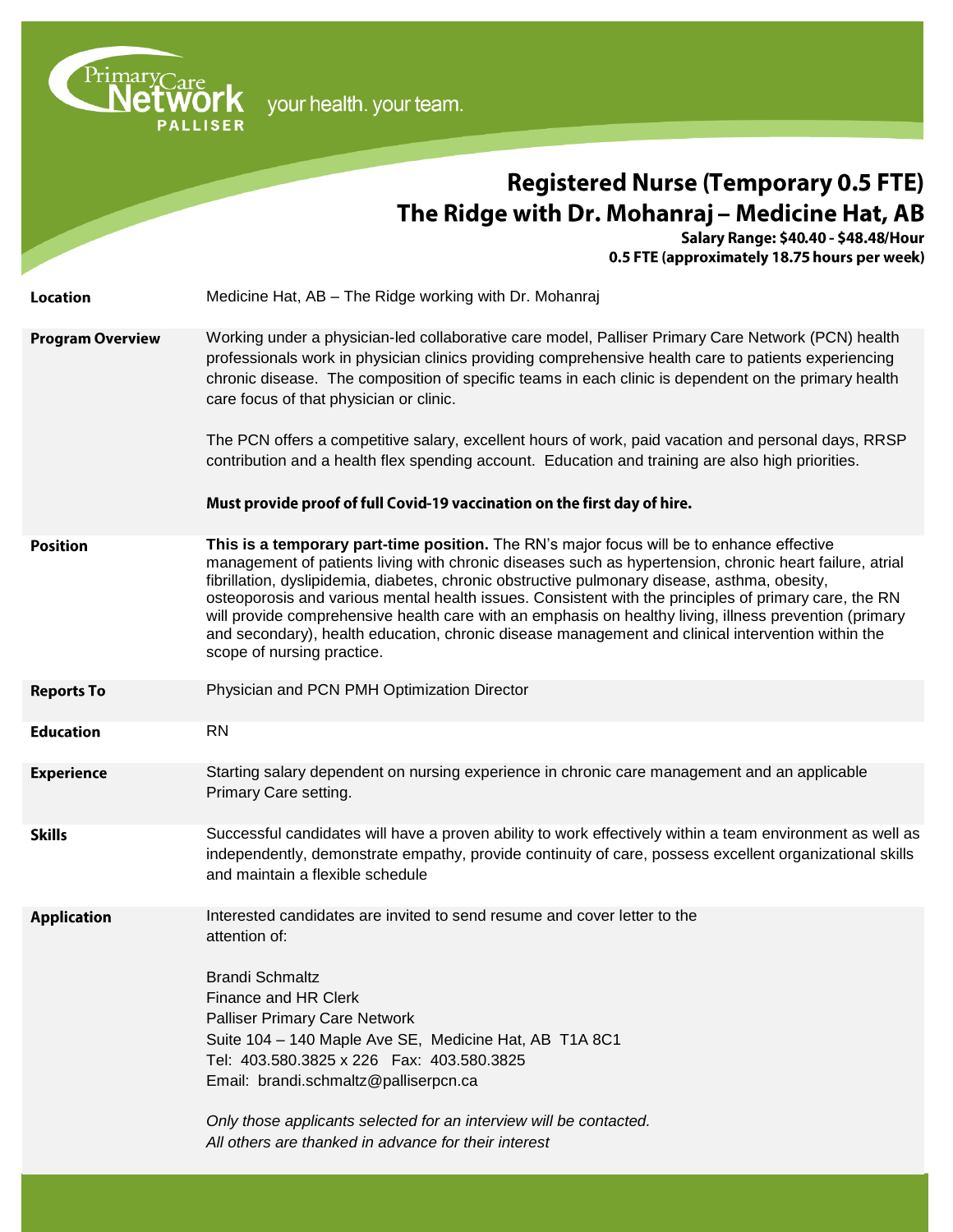Primary Care Network PALLISER — your health. your team.

# Registered Nurse (Temporary 0.5 FTE)
# The Ridge with Dr. Mohanraj – Medicine Hat, AB

**Salary Range: $40.40 - $48.48/Hour**
**0.5 FTE (approximately 18.75 hours per week)**

**Location**

Medicine Hat, AB – The Ridge working with Dr. Mohanraj

**Program Overview**

Working under a physician-led collaborative care model, Palliser Primary Care Network (PCN) health professionals work in physician clinics providing comprehensive health care to patients experiencing chronic disease. The composition of specific teams in each clinic is dependent on the primary health care focus of that physician or clinic.

The PCN offers a competitive salary, excellent hours of work, paid vacation and personal days, RRSP contribution and a health flex spending account. Education and training are also high priorities.

**Must provide proof of full Covid-19 vaccination on the first day of hire.**

**Position**

**This is a temporary part-time position.** The RN's major focus will be to enhance effective management of patients living with chronic diseases such as hypertension, chronic heart failure, atrial fibrillation, dyslipidemia, diabetes, chronic obstructive pulmonary disease, asthma, obesity, osteoporosis and various mental health issues. Consistent with the principles of primary care, the RN will provide comprehensive health care with an emphasis on healthy living, illness prevention (primary and secondary), health education, chronic disease management and clinical intervention within the scope of nursing practice.

**Reports To**

Physician and PCN PMH Optimization Director

**Education**

RN

**Experience**

Starting salary dependent on nursing experience in chronic care management and an applicable Primary Care setting.

**Skills**

Successful candidates will have a proven ability to work effectively within a team environment as well as independently, demonstrate empathy, provide continuity of care, possess excellent organizational skills and maintain a flexible schedule

**Application**

Interested candidates are invited to send resume and cover letter to the attention of:

Brandi Schmaltz
Finance and HR Clerk
Palliser Primary Care Network
Suite 104 – 140 Maple Ave SE, Medicine Hat, AB T1A 8C1
Tel: 403.580.3825 x 226 Fax: 403.580.3825
Email: brandi.schmaltz@palliserpcn.ca

*Only those applicants selected for an interview will be contacted.*
*All others are thanked in advance for their interest*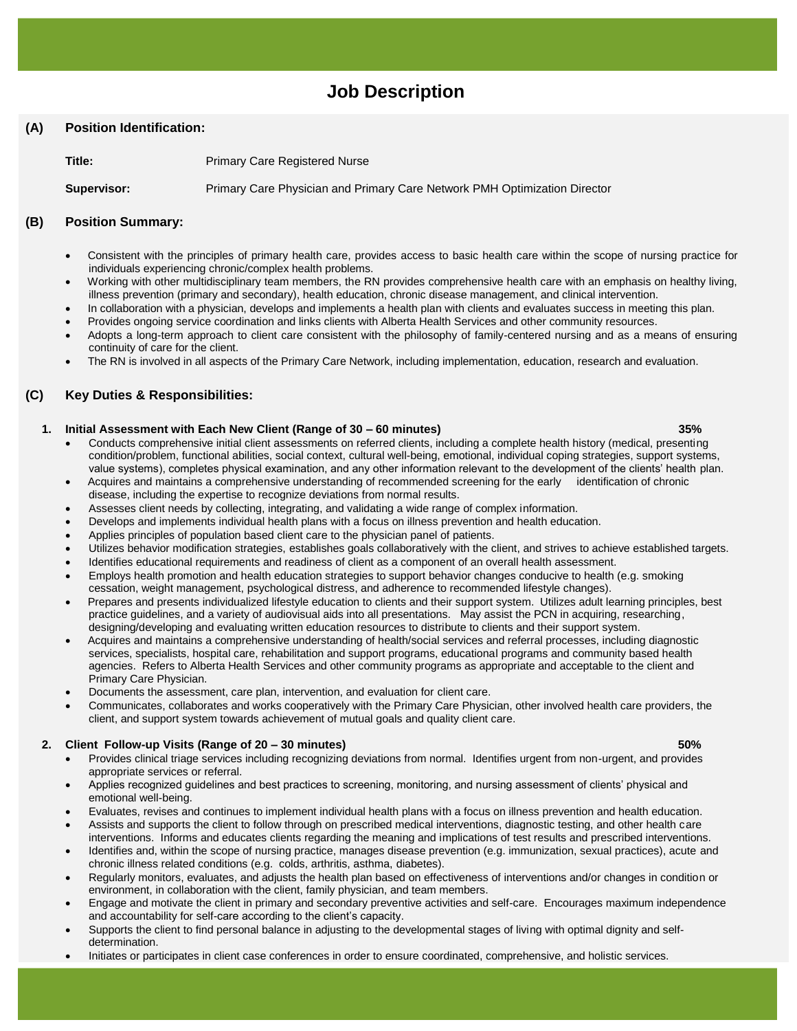# Job Description

## (A) Position Identification:

**Title:** Primary Care Registered Nurse

**Supervisor:** Primary Care Physician and Primary Care Network PMH Optimization Director

## (B) Position Summary:

- Consistent with the principles of primary health care, provides access to basic health care within the scope of nursing practice for individuals experiencing chronic/complex health problems.
- Working with other multidisciplinary team members, the RN provides comprehensive health care with an emphasis on healthy living, illness prevention (primary and secondary), health education, chronic disease management, and clinical intervention.
- In collaboration with a physician, develops and implements a health plan with clients and evaluates success in meeting this plan.
- Provides ongoing service coordination and links clients with Alberta Health Services and other community resources.
- Adopts a long-term approach to client care consistent with the philosophy of family-centered nursing and as a means of ensuring continuity of care for the client.
- The RN is involved in all aspects of the Primary Care Network, including implementation, education, research and evaluation.

## (C) Key Duties & Responsibilities:

### 1. Initial Assessment with Each New Client (Range of 30 – 60 minutes) 35%

- Conducts comprehensive initial client assessments on referred clients, including a complete health history (medical, presenting condition/problem, functional abilities, social context, cultural well-being, emotional, individual coping strategies, support systems, value systems), completes physical examination, and any other information relevant to the development of the clients' health plan.
- Acquires and maintains a comprehensive understanding of recommended screening for the early identification of chronic disease, including the expertise to recognize deviations from normal results.
- Assesses client needs by collecting, integrating, and validating a wide range of complex information.
- Develops and implements individual health plans with a focus on illness prevention and health education.
- Applies principles of population based client care to the physician panel of patients.
- Utilizes behavior modification strategies, establishes goals collaboratively with the client, and strives to achieve established targets.
- Identifies educational requirements and readiness of client as a component of an overall health assessment.
- Employs health promotion and health education strategies to support behavior changes conducive to health (e.g. smoking cessation, weight management, psychological distress, and adherence to recommended lifestyle changes).
- Prepares and presents individualized lifestyle education to clients and their support system. Utilizes adult learning principles, best practice guidelines, and a variety of audiovisual aids into all presentations. May assist the PCN in acquiring, researching, designing/developing and evaluating written education resources to distribute to clients and their support system.
- Acquires and maintains a comprehensive understanding of health/social services and referral processes, including diagnostic services, specialists, hospital care, rehabilitation and support programs, educational programs and community based health agencies. Refers to Alberta Health Services and other community programs as appropriate and acceptable to the client and Primary Care Physician.
- Documents the assessment, care plan, intervention, and evaluation for client care.
- Communicates, collaborates and works cooperatively with the Primary Care Physician, other involved health care providers, the client, and support system towards achievement of mutual goals and quality client care.

### 2. Client Follow-up Visits (Range of 20 – 30 minutes) 50%

- Provides clinical triage services including recognizing deviations from normal. Identifies urgent from non-urgent, and provides appropriate services or referral.
- Applies recognized guidelines and best practices to screening, monitoring, and nursing assessment of clients' physical and emotional well-being.
- Evaluates, revises and continues to implement individual health plans with a focus on illness prevention and health education.
- Assists and supports the client to follow through on prescribed medical interventions, diagnostic testing, and other health care interventions. Informs and educates clients regarding the meaning and implications of test results and prescribed interventions.
- Identifies and, within the scope of nursing practice, manages disease prevention (e.g. immunization, sexual practices), acute and chronic illness related conditions (e.g. colds, arthritis, asthma, diabetes).
- Regularly monitors, evaluates, and adjusts the health plan based on effectiveness of interventions and/or changes in condition or environment, in collaboration with the client, family physician, and team members.
- Engage and motivate the client in primary and secondary preventive activities and self-care. Encourages maximum independence and accountability for self-care according to the client's capacity.
- Supports the client to find personal balance in adjusting to the developmental stages of living with optimal dignity and self-determination.
- Initiates or participates in client case conferences in order to ensure coordinated, comprehensive, and holistic services.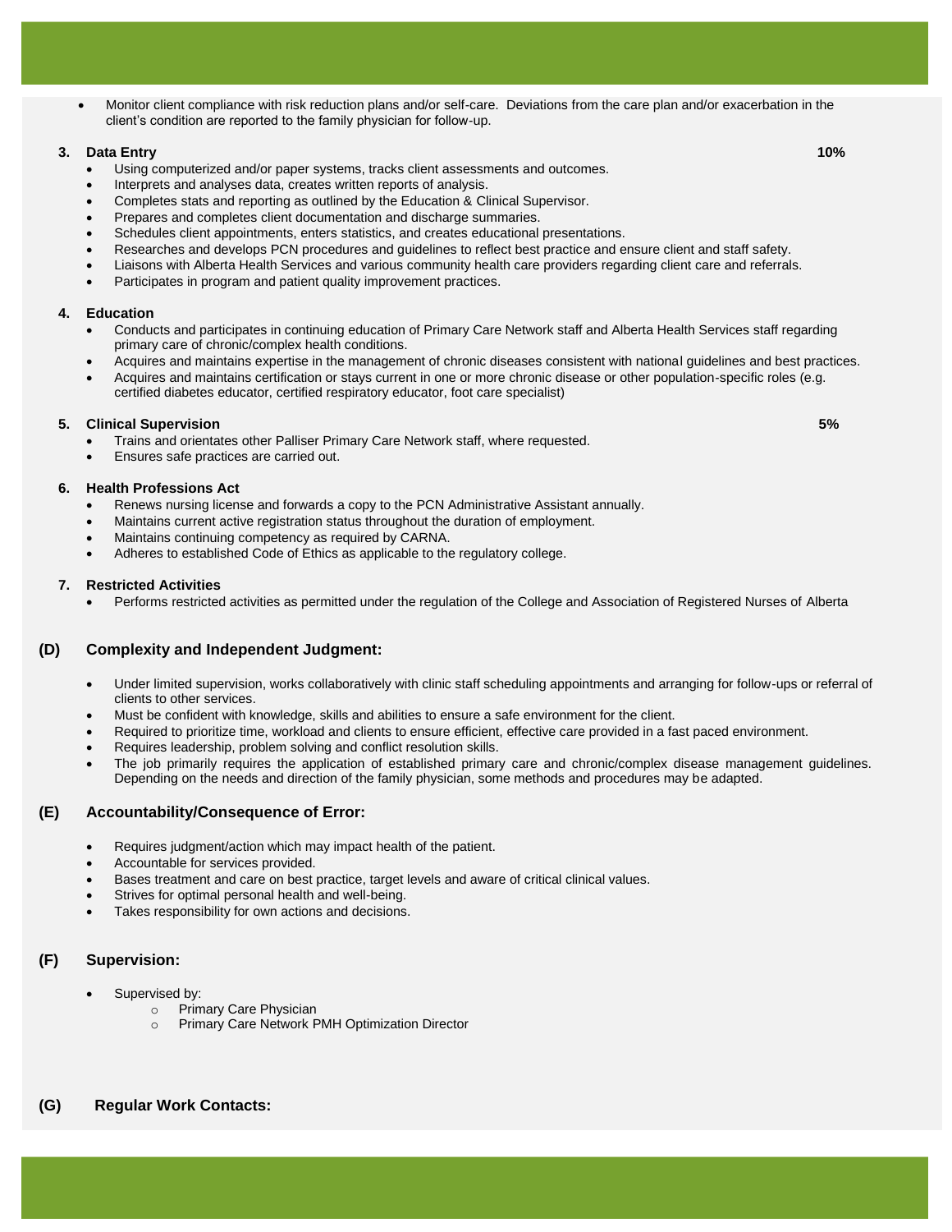- Monitor client compliance with risk reduction plans and/or self-care. Deviations from the care plan and/or exacerbation in the client's condition are reported to the family physician for follow-up.

**3. Data Entry** **10%**

- Using computerized and/or paper systems, tracks client assessments and outcomes.
- Interprets and analyses data, creates written reports of analysis.
- Completes stats and reporting as outlined by the Education & Clinical Supervisor.
- Prepares and completes client documentation and discharge summaries.
- Schedules client appointments, enters statistics, and creates educational presentations.
- Researches and develops PCN procedures and guidelines to reflect best practice and ensure client and staff safety.
- Liaisons with Alberta Health Services and various community health care providers regarding client care and referrals.
- Participates in program and patient quality improvement practices.

**4. Education**

- Conducts and participates in continuing education of Primary Care Network staff and Alberta Health Services staff regarding primary care of chronic/complex health conditions.
- Acquires and maintains expertise in the management of chronic diseases consistent with national guidelines and best practices.
- Acquires and maintains certification or stays current in one or more chronic disease or other population-specific roles (e.g. certified diabetes educator, certified respiratory educator, foot care specialist)

**5. Clinical Supervision** **5%**

- Trains and orientates other Palliser Primary Care Network staff, where requested.
- Ensures safe practices are carried out.

**6. Health Professions Act**

- Renews nursing license and forwards a copy to the PCN Administrative Assistant annually.
- Maintains current active registration status throughout the duration of employment.
- Maintains continuing competency as required by CARNA.
- Adheres to established Code of Ethics as applicable to the regulatory college.

**7. Restricted Activities**

- Performs restricted activities as permitted under the regulation of the College and Association of Registered Nurses of Alberta

## (D) Complexity and Independent Judgment:

- Under limited supervision, works collaboratively with clinic staff scheduling appointments and arranging for follow-ups or referral of clients to other services.
- Must be confident with knowledge, skills and abilities to ensure a safe environment for the client.
- Required to prioritize time, workload and clients to ensure efficient, effective care provided in a fast paced environment.
- Requires leadership, problem solving and conflict resolution skills.
- The job primarily requires the application of established primary care and chronic/complex disease management guidelines. Depending on the needs and direction of the family physician, some methods and procedures may be adapted.

## (E) Accountability/Consequence of Error:

- Requires judgment/action which may impact health of the patient.
- Accountable for services provided.
- Bases treatment and care on best practice, target levels and aware of critical clinical values.
- Strives for optimal personal health and well-being.
- Takes responsibility for own actions and decisions.

## (F) Supervision:

- Supervised by:
  - Primary Care Physician
  - Primary Care Network PMH Optimization Director

## (G) Regular Work Contacts: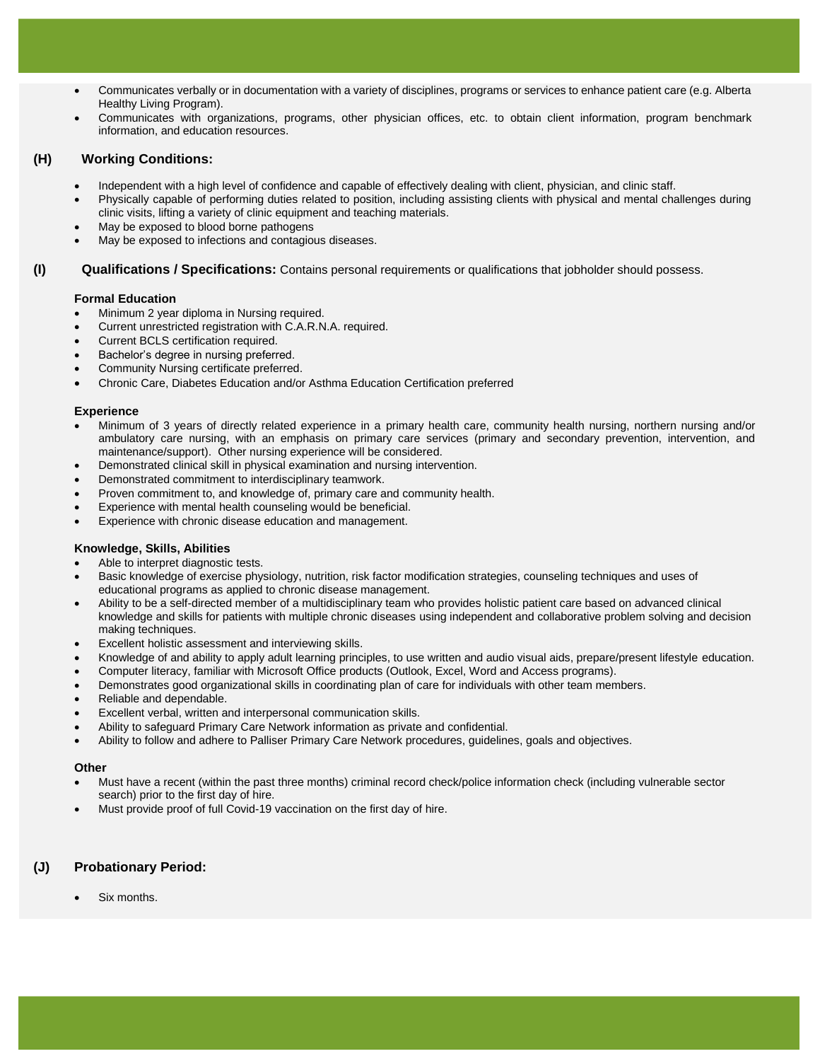- Communicates verbally or in documentation with a variety of disciplines, programs or services to enhance patient care (e.g. Alberta Healthy Living Program).
- Communicates with organizations, programs, other physician offices, etc. to obtain client information, program benchmark information, and education resources.

## (H) Working Conditions:

- Independent with a high level of confidence and capable of effectively dealing with client, physician, and clinic staff.
- Physically capable of performing duties related to position, including assisting clients with physical and mental challenges during clinic visits, lifting a variety of clinic equipment and teaching materials.
- May be exposed to blood borne pathogens
- May be exposed to infections and contagious diseases.

## (I) Qualifications / Specifications: Contains personal requirements or qualifications that jobholder should possess.

**Formal Education**

- Minimum 2 year diploma in Nursing required.
- Current unrestricted registration with C.A.R.N.A. required.
- Current BCLS certification required.
- Bachelor's degree in nursing preferred.
- Community Nursing certificate preferred.
- Chronic Care, Diabetes Education and/or Asthma Education Certification preferred

**Experience**

- Minimum of 3 years of directly related experience in a primary health care, community health nursing, northern nursing and/or ambulatory care nursing, with an emphasis on primary care services (primary and secondary prevention, intervention, and maintenance/support). Other nursing experience will be considered.
- Demonstrated clinical skill in physical examination and nursing intervention.
- Demonstrated commitment to interdisciplinary teamwork.
- Proven commitment to, and knowledge of, primary care and community health.
- Experience with mental health counseling would be beneficial.
- Experience with chronic disease education and management.

**Knowledge, Skills, Abilities**

- Able to interpret diagnostic tests.
- Basic knowledge of exercise physiology, nutrition, risk factor modification strategies, counseling techniques and uses of educational programs as applied to chronic disease management.
- Ability to be a self-directed member of a multidisciplinary team who provides holistic patient care based on advanced clinical knowledge and skills for patients with multiple chronic diseases using independent and collaborative problem solving and decision making techniques.
- Excellent holistic assessment and interviewing skills.
- Knowledge of and ability to apply adult learning principles, to use written and audio visual aids, prepare/present lifestyle education.
- Computer literacy, familiar with Microsoft Office products (Outlook, Excel, Word and Access programs).
- Demonstrates good organizational skills in coordinating plan of care for individuals with other team members.
- Reliable and dependable.
- Excellent verbal, written and interpersonal communication skills.
- Ability to safeguard Primary Care Network information as private and confidential.
- Ability to follow and adhere to Palliser Primary Care Network procedures, guidelines, goals and objectives.

**Other**

- Must have a recent (within the past three months) criminal record check/police information check (including vulnerable sector search) prior to the first day of hire.
- Must provide proof of full Covid-19 vaccination on the first day of hire.

## (J) Probationary Period:

- Six months.